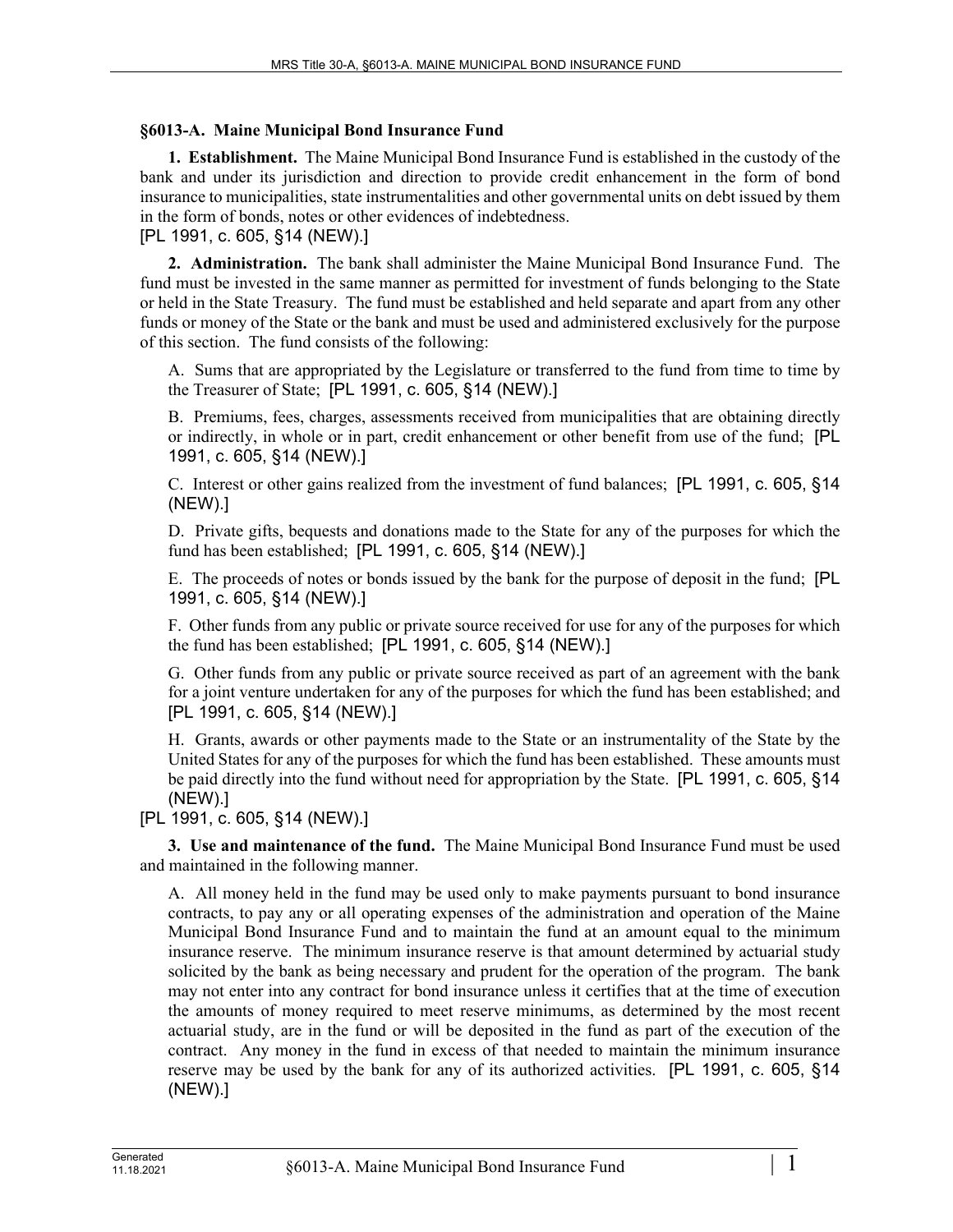## §6013-A. Maine Municipal Bond Insurance Fund

**1. Establishment.** The Maine Municipal Bond Insurance Fund is established in the custody of the bank and under its jurisdiction and direction to provide credit enhancement in the form of bond insurance to municipalities, state instrumentalities and other governmental units on debt issued by them in the form of bonds, notes or other evidences of indebtedness.
[PL 1991, c. 605, §14 (NEW).]

**2. Administration.** The bank shall administer the Maine Municipal Bond Insurance Fund. The fund must be invested in the same manner as permitted for investment of funds belonging to the State or held in the State Treasury. The fund must be established and held separate and apart from any other funds or money of the State or the bank and must be used and administered exclusively for the purpose of this section. The fund consists of the following:

A. Sums that are appropriated by the Legislature or transferred to the fund from time to time by the Treasurer of State; [PL 1991, c. 605, §14 (NEW).]

B. Premiums, fees, charges, assessments received from municipalities that are obtaining directly or indirectly, in whole or in part, credit enhancement or other benefit from use of the fund; [PL 1991, c. 605, §14 (NEW).]

C. Interest or other gains realized from the investment of fund balances; [PL 1991, c. 605, §14 (NEW).]

D. Private gifts, bequests and donations made to the State for any of the purposes for which the fund has been established; [PL 1991, c. 605, §14 (NEW).]

E. The proceeds of notes or bonds issued by the bank for the purpose of deposit in the fund; [PL 1991, c. 605, §14 (NEW).]

F. Other funds from any public or private source received for use for any of the purposes for which the fund has been established; [PL 1991, c. 605, §14 (NEW).]

G. Other funds from any public or private source received as part of an agreement with the bank for a joint venture undertaken for any of the purposes for which the fund has been established; and [PL 1991, c. 605, §14 (NEW).]

H. Grants, awards or other payments made to the State or an instrumentality of the State by the United States for any of the purposes for which the fund has been established. These amounts must be paid directly into the fund without need for appropriation by the State. [PL 1991, c. 605, §14 (NEW).]

[PL 1991, c. 605, §14 (NEW).]

**3. Use and maintenance of the fund.** The Maine Municipal Bond Insurance Fund must be used and maintained in the following manner.

A. All money held in the fund may be used only to make payments pursuant to bond insurance contracts, to pay any or all operating expenses of the administration and operation of the Maine Municipal Bond Insurance Fund and to maintain the fund at an amount equal to the minimum insurance reserve. The minimum insurance reserve is that amount determined by actuarial study solicited by the bank as being necessary and prudent for the operation of the program. The bank may not enter into any contract for bond insurance unless it certifies that at the time of execution the amounts of money required to meet reserve minimums, as determined by the most recent actuarial study, are in the fund or will be deposited in the fund as part of the execution of the contract. Any money in the fund in excess of that needed to maintain the minimum insurance reserve may be used by the bank for any of its authorized activities. [PL 1991, c. 605, §14 (NEW).]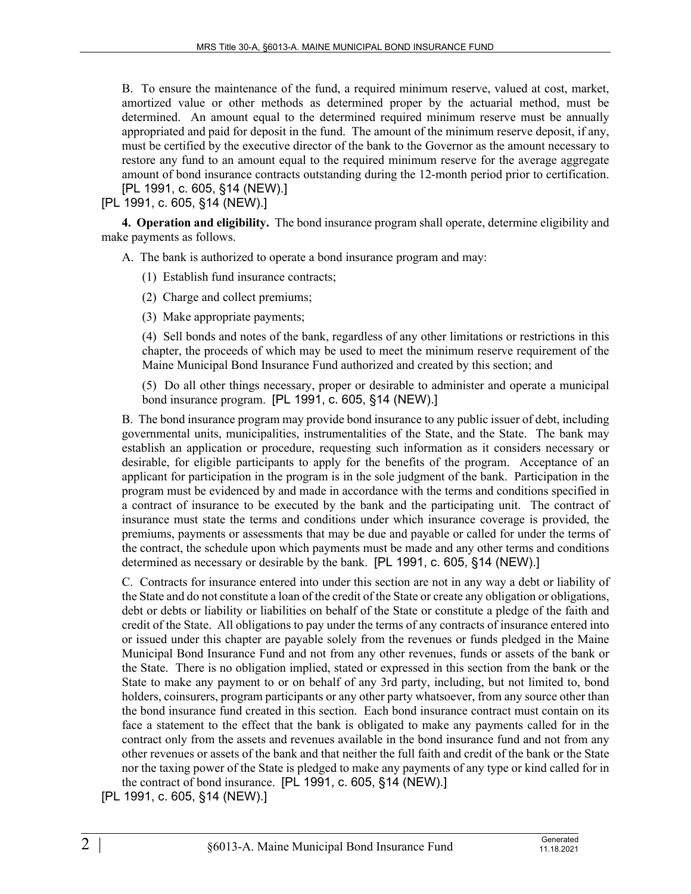B. To ensure the maintenance of the fund, a required minimum reserve, valued at cost, market, amortized value or other methods as determined proper by the actuarial method, must be determined. An amount equal to the determined required minimum reserve must be annually appropriated and paid for deposit in the fund. The amount of the minimum reserve deposit, if any, must be certified by the executive director of the bank to the Governor as the amount necessary to restore any fund to an amount equal to the required minimum reserve for the average aggregate amount of bond insurance contracts outstanding during the 12-month period prior to certification. [PL 1991, c. 605, §14 (NEW).]

[PL 1991, c. 605, §14 (NEW).]

**4. Operation and eligibility.** The bond insurance program shall operate, determine eligibility and make payments as follows.

A. The bank is authorized to operate a bond insurance program and may:

(1) Establish fund insurance contracts;

(2) Charge and collect premiums;

(3) Make appropriate payments;

(4) Sell bonds and notes of the bank, regardless of any other limitations or restrictions in this chapter, the proceeds of which may be used to meet the minimum reserve requirement of the Maine Municipal Bond Insurance Fund authorized and created by this section; and

(5) Do all other things necessary, proper or desirable to administer and operate a municipal bond insurance program. [PL 1991, c. 605, §14 (NEW).]

B. The bond insurance program may provide bond insurance to any public issuer of debt, including governmental units, municipalities, instrumentalities of the State, and the State. The bank may establish an application or procedure, requesting such information as it considers necessary or desirable, for eligible participants to apply for the benefits of the program. Acceptance of an applicant for participation in the program is in the sole judgment of the bank. Participation in the program must be evidenced by and made in accordance with the terms and conditions specified in a contract of insurance to be executed by the bank and the participating unit. The contract of insurance must state the terms and conditions under which insurance coverage is provided, the premiums, payments or assessments that may be due and payable or called for under the terms of the contract, the schedule upon which payments must be made and any other terms and conditions determined as necessary or desirable by the bank. [PL 1991, c. 605, §14 (NEW).]

C. Contracts for insurance entered into under this section are not in any way a debt or liability of the State and do not constitute a loan of the credit of the State or create any obligation or obligations, debt or debts or liability or liabilities on behalf of the State or constitute a pledge of the faith and credit of the State. All obligations to pay under the terms of any contracts of insurance entered into or issued under this chapter are payable solely from the revenues or funds pledged in the Maine Municipal Bond Insurance Fund and not from any other revenues, funds or assets of the bank or the State. There is no obligation implied, stated or expressed in this section from the bank or the State to make any payment to or on behalf of any 3rd party, including, but not limited to, bond holders, coinsurers, program participants or any other party whatsoever, from any source other than the bond insurance fund created in this section. Each bond insurance contract must contain on its face a statement to the effect that the bank is obligated to make any payments called for in the contract only from the assets and revenues available in the bond insurance fund and not from any other revenues or assets of the bank and that neither the full faith and credit of the bank or the State nor the taxing power of the State is pledged to make any payments of any type or kind called for in the contract of bond insurance. [PL 1991, c. 605, §14 (NEW).]

[PL 1991, c. 605, §14 (NEW).]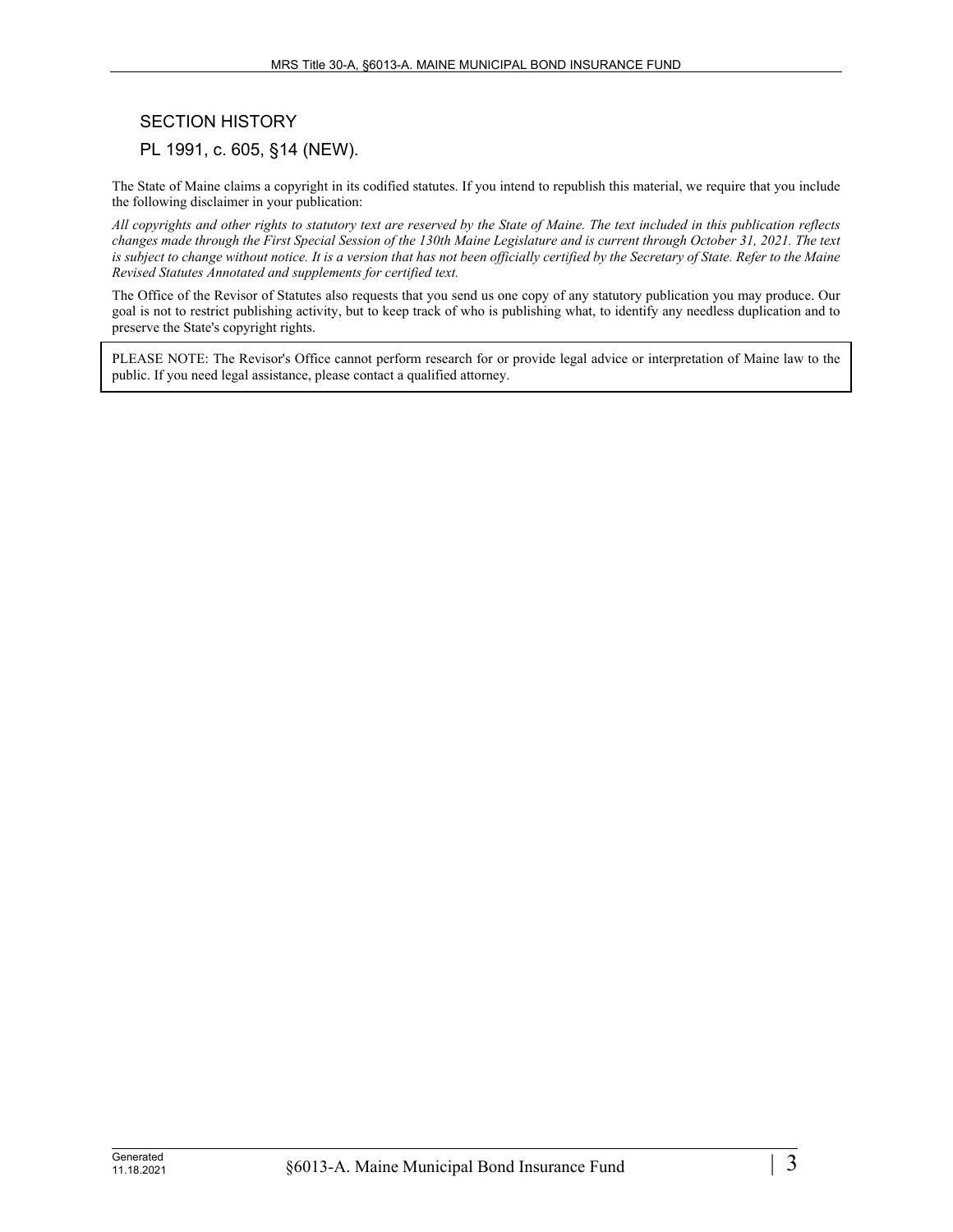## SECTION HISTORY

PL 1991, c. 605, §14 (NEW).

The State of Maine claims a copyright in its codified statutes. If you intend to republish this material, we require that you include the following disclaimer in your publication:

*All copyrights and other rights to statutory text are reserved by the State of Maine. The text included in this publication reflects changes made through the First Special Session of the 130th Maine Legislature and is current through October 31, 2021. The text is subject to change without notice. It is a version that has not been officially certified by the Secretary of State. Refer to the Maine Revised Statutes Annotated and supplements for certified text.*

The Office of the Revisor of Statutes also requests that you send us one copy of any statutory publication you may produce. Our goal is not to restrict publishing activity, but to keep track of who is publishing what, to identify any needless duplication and to preserve the State's copyright rights.

PLEASE NOTE: The Revisor's Office cannot perform research for or provide legal advice or interpretation of Maine law to the public. If you need legal assistance, please contact a qualified attorney.